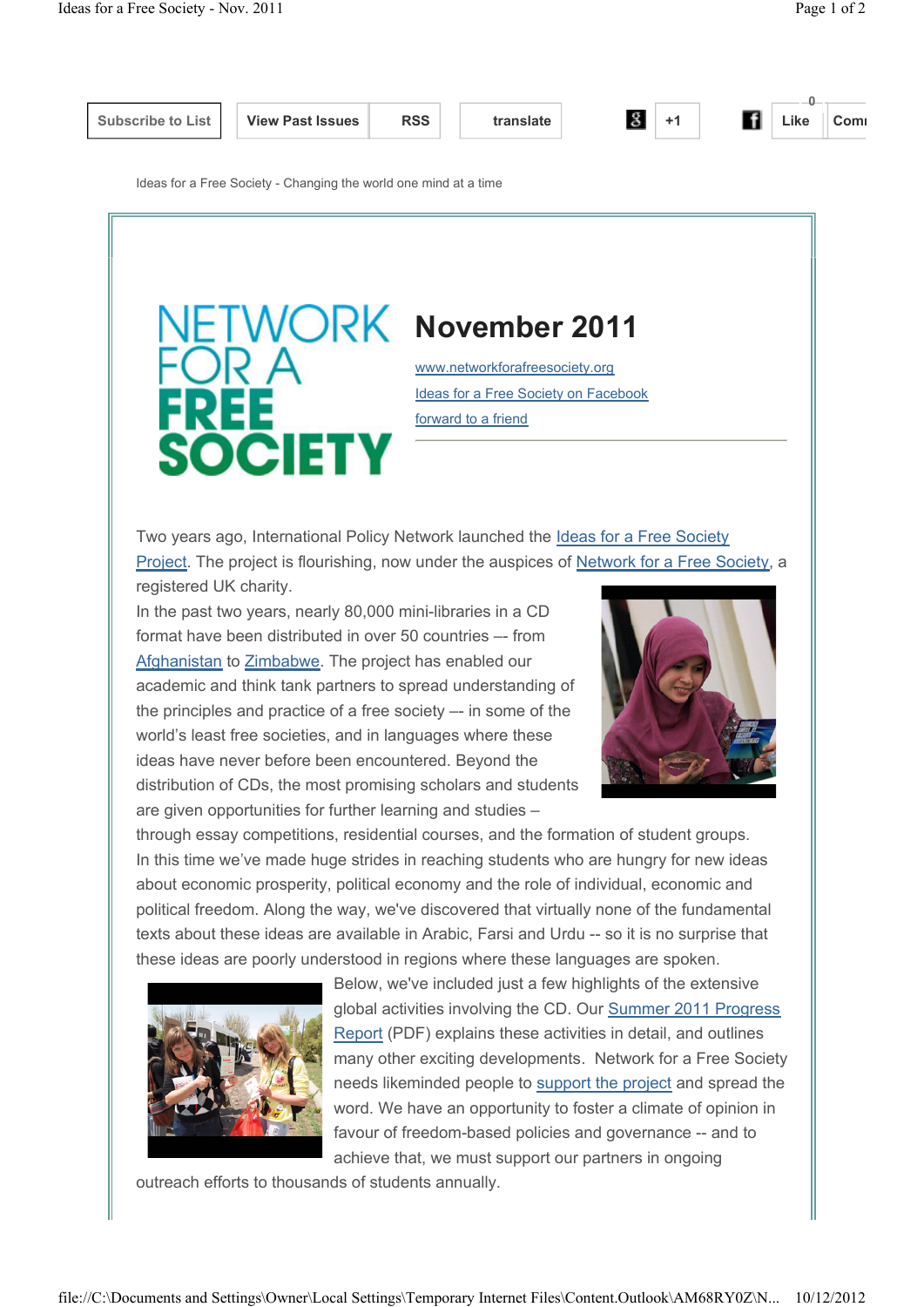Subscribe to List | View Past Issues | RSS | translate | +1 | Like

Ideas for a Free Society - Changing the world one mind at a time

NETWORK FOR A FREE SOCIETY

# November 2011

[www.networkforafreesociety.org](www.networkforafreesociety.org)

[Ideas for a Free Society on Facebook]()

[forward to a friend]()

Two years ago, International Policy Network launched the [Ideas for a Free Society Project](). The project is flourishing, now under the auspices of [Network for a Free Society](), a registered UK charity.

In the past two years, nearly 80,000 mini-libraries in a CD format have been distributed in over 50 countries –- from [Afghanistan]() to [Zimbabwe](). The project has enabled our academic and think tank partners to spread understanding of the principles and practice of a free society –- in some of the world's least free societies, and in languages where these ideas have never before been encountered. Beyond the distribution of CDs, the most promising scholars and students are given opportunities for further learning and studies – through essay competitions, residential courses, and the formation of student groups.

In this time we've made huge strides in reaching students who are hungry for new ideas about economic prosperity, political economy and the role of individual, economic and political freedom. Along the way, we've discovered that virtually none of the fundamental texts about these ideas are available in Arabic, Farsi and Urdu -- so it is no surprise that these ideas are poorly understood in regions where these languages are spoken.

Below, we've included just a few highlights of the extensive global activities involving the CD. Our [Summer 2011 Progress Report]() (PDF) explains these activities in detail, and outlines many other exciting developments. Network for a Free Society needs likeminded people to [support the project]() and spread the word. We have an opportunity to foster a climate of opinion in favour of freedom-based policies and governance -- and to achieve that, we must support our partners in ongoing outreach efforts to thousands of students annually.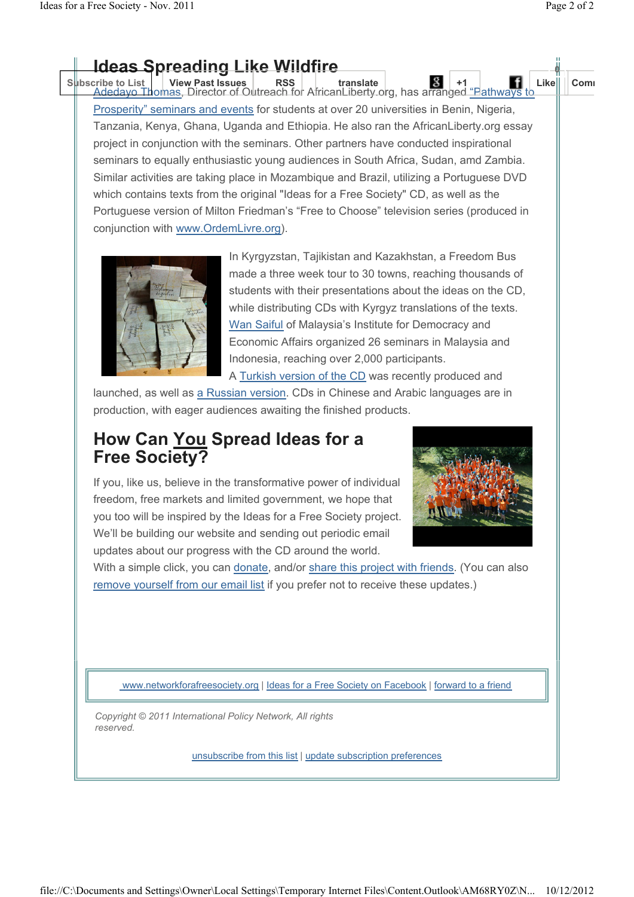## Ideas Spreading Like Wildfire

Subscribe to List | View Past Issues | RSS | translate | +1 | Like | Com

Adedayo Thomas, Director of Outreach for AfricanLiberty.org, has arranged "Pathways to Prosperity" seminars and events for students at over 20 universities in Benin, Nigeria, Tanzania, Kenya, Ghana, Uganda and Ethiopia. He also ran the AfricanLiberty.org essay project in conjunction with the seminars. Other partners have conducted inspirational seminars to equally enthusiastic young audiences in South Africa, Sudan, amd Zambia. Similar activities are taking place in Mozambique and Brazil, utilizing a Portuguese DVD which contains texts from the original "Ideas for a Free Society" CD, as well as the Portuguese version of Milton Friedman's "Free to Choose" television series (produced in conjunction with www.OrdemLivre.org).

In Kyrgyzstan, Tajikistan and Kazakhstan, a Freedom Bus made a three week tour to 30 towns, reaching thousands of students with their presentations about the ideas on the CD, while distributing CDs with Kyrgyz translations of the texts. Wan Saiful of Malaysia's Institute for Democracy and Economic Affairs organized 26 seminars in Malaysia and Indonesia, reaching over 2,000 participants.

A Turkish version of the CD was recently produced and launched, as well as a Russian version. CDs in Chinese and Arabic languages are in production, with eager audiences awaiting the finished products.

## How Can You Spread Ideas for a Free Society?

If you, like us, believe in the transformative power of individual freedom, free markets and limited government, we hope that you too will be inspired by the Ideas for a Free Society project. We'll be building our website and sending out periodic email updates about our progress with the CD around the world.

With a simple click, you can donate, and/or share this project with friends. (You can also remove yourself from our email list if you prefer not to receive these updates.)

www.networkforafreesociety.org | Ideas for a Free Society on Facebook | forward to a friend

*Copyright © 2011 International Policy Network, All rights reserved.*

unsubscribe from this list | update subscription preferences